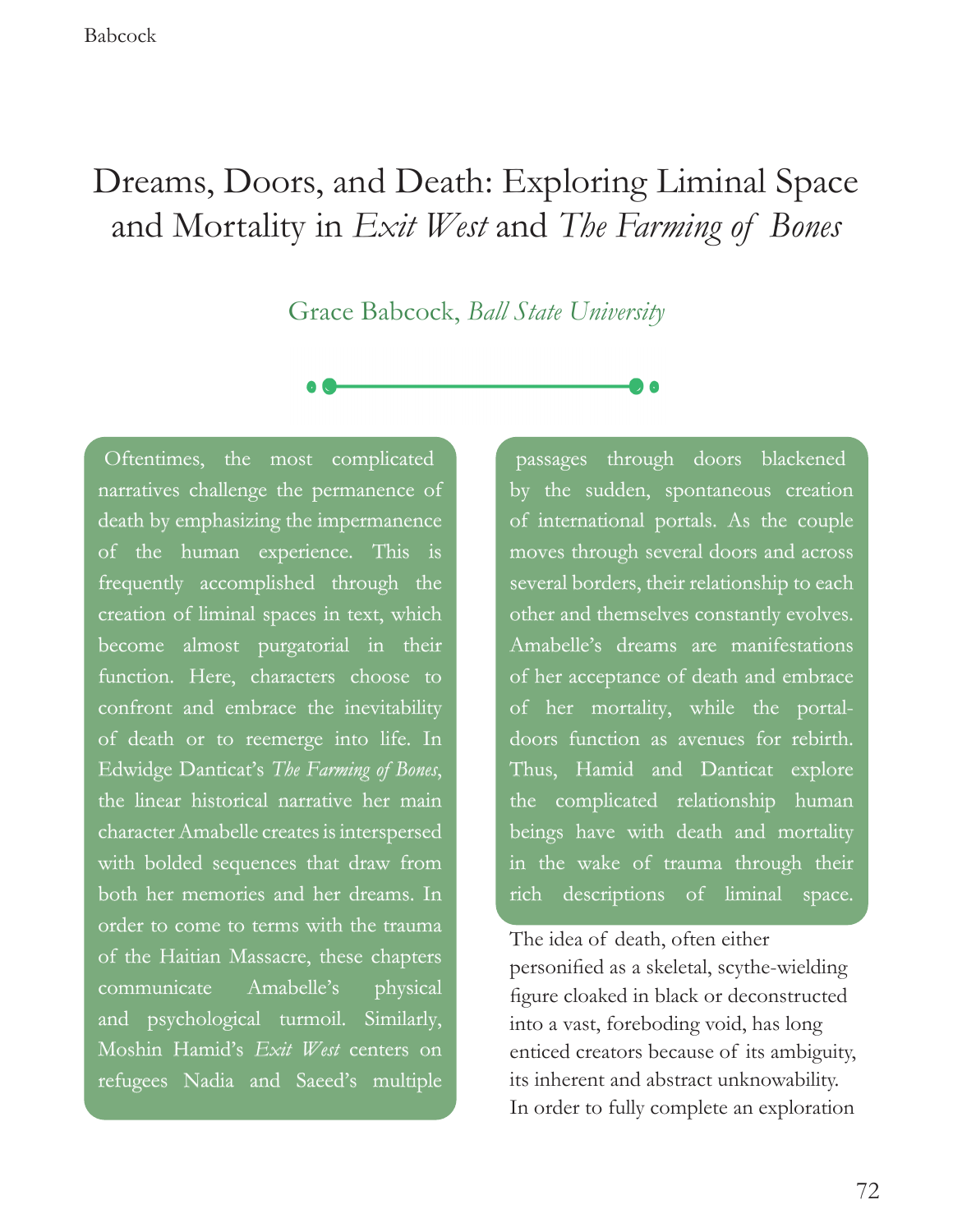# Dreams, Doors, and Death: Exploring Liminal Space and Mortality in *Exit West* and *The Farming of Bones*

Grace Babcock, *Ball State University*

Oftentimes, the most complicated narratives challenge the permanence of death by emphasizing the impermanence of the human experience. This is frequently accomplished through the creation of liminal spaces in text, which become almost purgatorial in their function. Here, characters choose to confront and embrace the inevitability of death or to reemerge into life. In Edwidge Danticat's *The Farming of Bones*, the linear historical narrative her main character Amabelle creates is interspersed with bolded sequences that draw from both her memories and her dreams. In order to come to terms with the trauma of the Haitian Massacre, these chapters communicate Amabelle's physical and psychological turmoil. Similarly, Moshin Hamid's *Exit West* centers on refugees Nadia and Saeed's multiple passages through doors blackened by the sudden, spontaneous creation of international portals. As the couple moves through several doors and across several borders, their relationship to each other and themselves constantly evolves. Amabelle's dreams are manifestations of her acceptance of death and embrace of her mortality, while the portal-doors function as avenues for rebirth. Thus, Hamid and Danticat explore the complicated relationship human beings have with death and mortality in the wake of trauma through their rich descriptions of liminal space.

The idea of death, often either personified as a skeletal, scythe-wielding figure cloaked in black or deconstructed into a vast, foreboding void, has long enticed creators because of its ambiguity, its inherent and abstract unknowability. In order to fully complete an exploration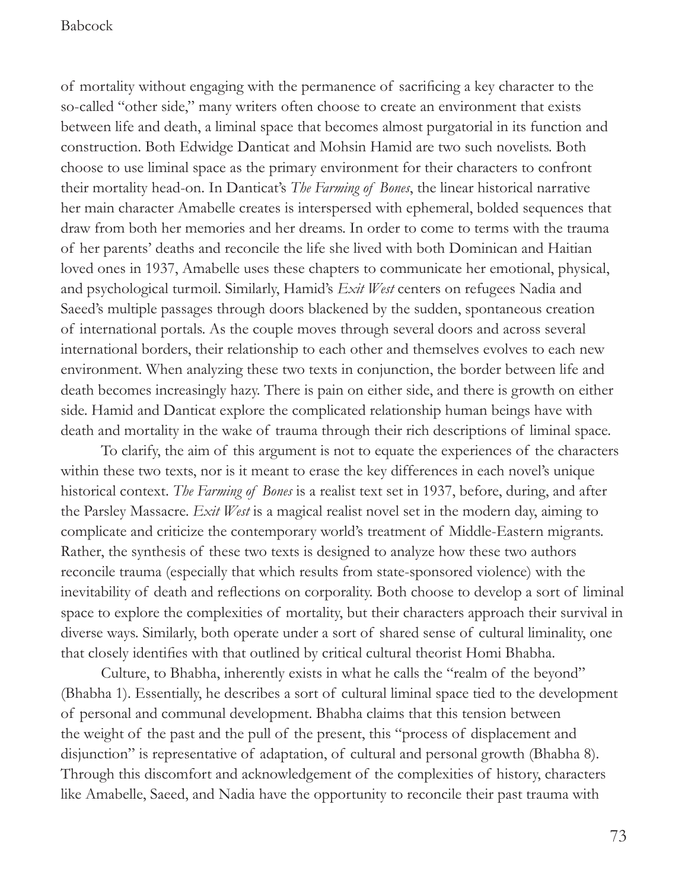of mortality without engaging with the permanence of sacrificing a key character to the so-called "other side," many writers often choose to create an environment that exists between life and death, a liminal space that becomes almost purgatorial in its function and construction. Both Edwidge Danticat and Mohsin Hamid are two such novelists. Both choose to use liminal space as the primary environment for their characters to confront their mortality head-on. In Danticat's *The Farming of Bones*, the linear historical narrative her main character Amabelle creates is interspersed with ephemeral, bolded sequences that draw from both her memories and her dreams. In order to come to terms with the trauma of her parents' deaths and reconcile the life she lived with both Dominican and Haitian loved ones in 1937, Amabelle uses these chapters to communicate her emotional, physical, and psychological turmoil. Similarly, Hamid's *Exit West* centers on refugees Nadia and Saeed's multiple passages through doors blackened by the sudden, spontaneous creation of international portals. As the couple moves through several doors and across several international borders, their relationship to each other and themselves evolves to each new environment. When analyzing these two texts in conjunction, the border between life and death becomes increasingly hazy. There is pain on either side, and there is growth on either side. Hamid and Danticat explore the complicated relationship human beings have with death and mortality in the wake of trauma through their rich descriptions of liminal space.

To clarify, the aim of this argument is not to equate the experiences of the characters within these two texts, nor is it meant to erase the key differences in each novel's unique historical context. *The Farming of Bones* is a realist text set in 1937, before, during, and after the Parsley Massacre. *Exit West* is a magical realist novel set in the modern day, aiming to complicate and criticize the contemporary world's treatment of Middle-Eastern migrants. Rather, the synthesis of these two texts is designed to analyze how these two authors reconcile trauma (especially that which results from state-sponsored violence) with the inevitability of death and reflections on corporality. Both choose to develop a sort of liminal space to explore the complexities of mortality, but their characters approach their survival in diverse ways. Similarly, both operate under a sort of shared sense of cultural liminality, one that closely identifies with that outlined by critical cultural theorist Homi Bhabha.

Culture, to Bhabha, inherently exists in what he calls the "realm of the beyond" (Bhabha 1). Essentially, he describes a sort of cultural liminal space tied to the development of personal and communal development. Bhabha claims that this tension between the weight of the past and the pull of the present, this "process of displacement and disjunction" is representative of adaptation, of cultural and personal growth (Bhabha 8). Through this discomfort and acknowledgement of the complexities of history, characters like Amabelle, Saeed, and Nadia have the opportunity to reconcile their past trauma with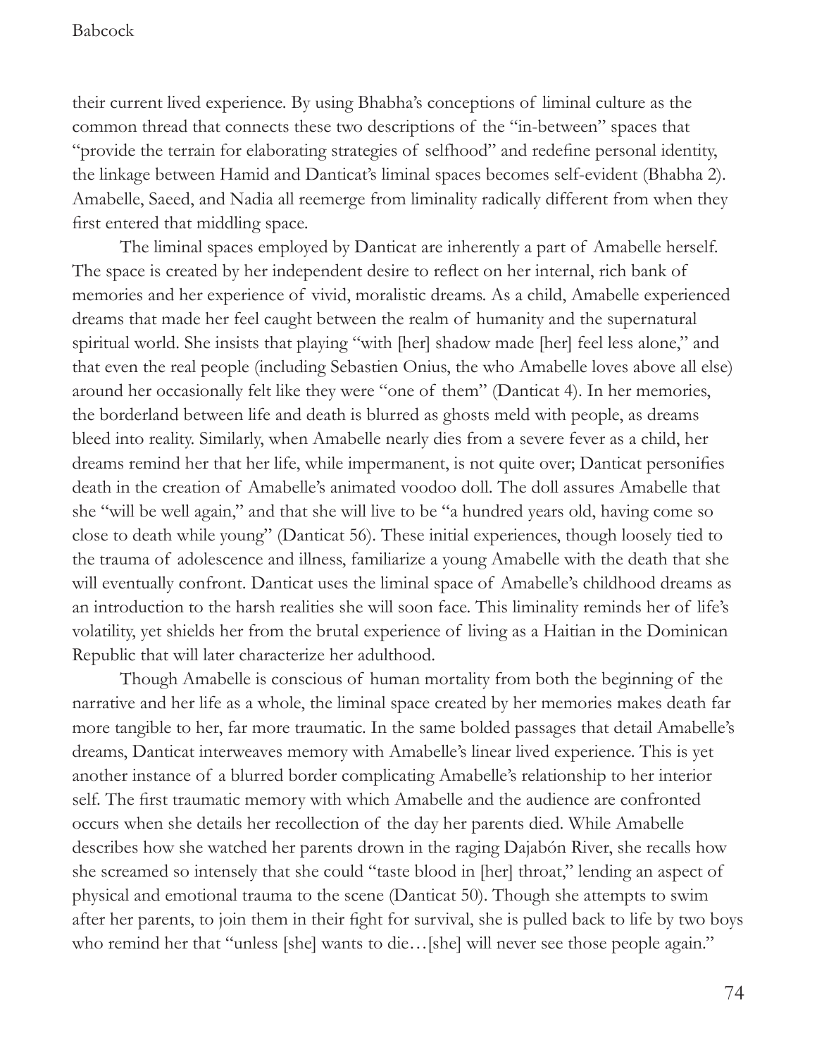their current lived experience. By using Bhabha's conceptions of liminal culture as the common thread that connects these two descriptions of the "in-between" spaces that "provide the terrain for elaborating strategies of selfhood" and redefine personal identity, the linkage between Hamid and Danticat's liminal spaces becomes self-evident (Bhabha 2). Amabelle, Saeed, and Nadia all reemerge from liminality radically different from when they first entered that middling space.

The liminal spaces employed by Danticat are inherently a part of Amabelle herself. The space is created by her independent desire to reflect on her internal, rich bank of memories and her experience of vivid, moralistic dreams. As a child, Amabelle experienced dreams that made her feel caught between the realm of humanity and the supernatural spiritual world. She insists that playing "with [her] shadow made [her] feel less alone," and that even the real people (including Sebastien Onius, the who Amabelle loves above all else) around her occasionally felt like they were "one of them" (Danticat 4). In her memories, the borderland between life and death is blurred as ghosts meld with people, as dreams bleed into reality. Similarly, when Amabelle nearly dies from a severe fever as a child, her dreams remind her that her life, while impermanent, is not quite over; Danticat personifies death in the creation of Amabelle's animated voodoo doll. The doll assures Amabelle that she "will be well again," and that she will live to be "a hundred years old, having come so close to death while young" (Danticat 56). These initial experiences, though loosely tied to the trauma of adolescence and illness, familiarize a young Amabelle with the death that she will eventually confront. Danticat uses the liminal space of Amabelle's childhood dreams as an introduction to the harsh realities she will soon face. This liminality reminds her of life's volatility, yet shields her from the brutal experience of living as a Haitian in the Dominican Republic that will later characterize her adulthood.

Though Amabelle is conscious of human mortality from both the beginning of the narrative and her life as a whole, the liminal space created by her memories makes death far more tangible to her, far more traumatic. In the same bolded passages that detail Amabelle's dreams, Danticat interweaves memory with Amabelle's linear lived experience. This is yet another instance of a blurred border complicating Amabelle's relationship to her interior self. The first traumatic memory with which Amabelle and the audience are confronted occurs when she details her recollection of the day her parents died. While Amabelle describes how she watched her parents drown in the raging Dajabón River, she recalls how she screamed so intensely that she could "taste blood in [her] throat," lending an aspect of physical and emotional trauma to the scene (Danticat 50). Though she attempts to swim after her parents, to join them in their fight for survival, she is pulled back to life by two boys who remind her that "unless [she] wants to die…[she] will never see those people again."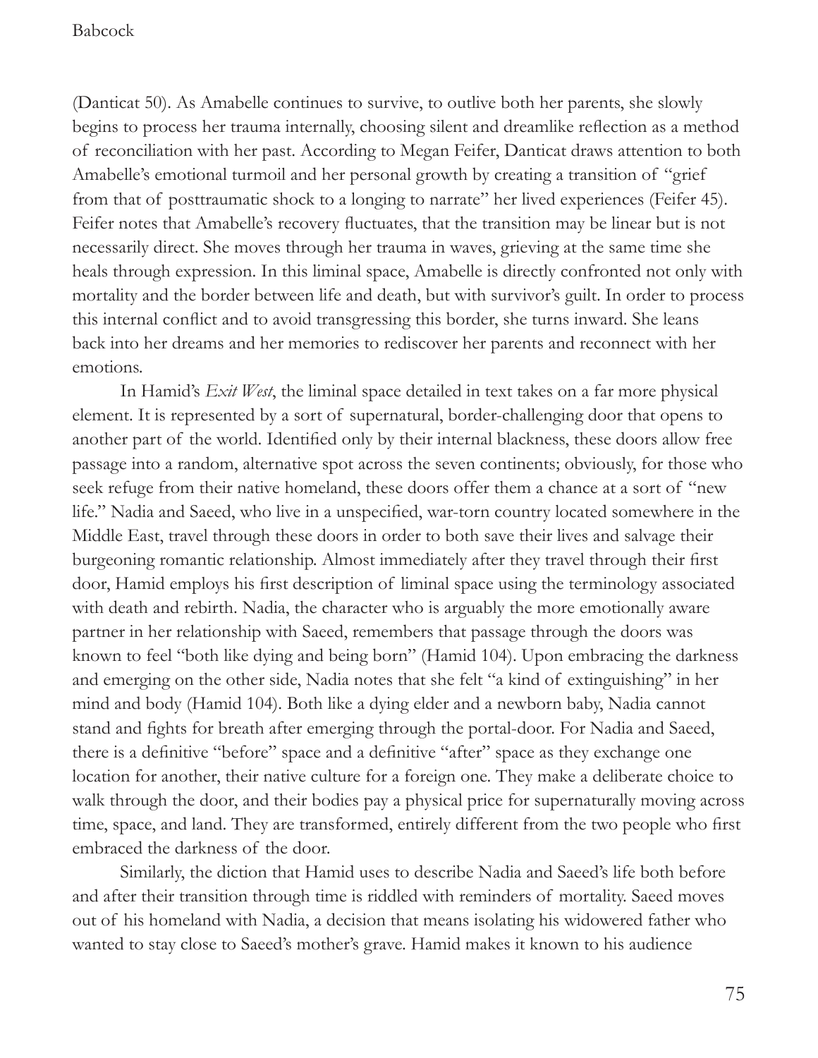(Danticat 50). As Amabelle continues to survive, to outlive both her parents, she slowly begins to process her trauma internally, choosing silent and dreamlike reflection as a method of reconciliation with her past. According to Megan Feifer, Danticat draws attention to both Amabelle's emotional turmoil and her personal growth by creating a transition of "grief from that of posttraumatic shock to a longing to narrate" her lived experiences (Feifer 45). Feifer notes that Amabelle's recovery fluctuates, that the transition may be linear but is not necessarily direct. She moves through her trauma in waves, grieving at the same time she heals through expression. In this liminal space, Amabelle is directly confronted not only with mortality and the border between life and death, but with survivor's guilt. In order to process this internal conflict and to avoid transgressing this border, she turns inward. She leans back into her dreams and her memories to rediscover her parents and reconnect with her emotions.

In Hamid's *Exit West*, the liminal space detailed in text takes on a far more physical element. It is represented by a sort of supernatural, border-challenging door that opens to another part of the world. Identified only by their internal blackness, these doors allow free passage into a random, alternative spot across the seven continents; obviously, for those who seek refuge from their native homeland, these doors offer them a chance at a sort of "new life." Nadia and Saeed, who live in a unspecified, war-torn country located somewhere in the Middle East, travel through these doors in order to both save their lives and salvage their burgeoning romantic relationship. Almost immediately after they travel through their first door, Hamid employs his first description of liminal space using the terminology associated with death and rebirth. Nadia, the character who is arguably the more emotionally aware partner in her relationship with Saeed, remembers that passage through the doors was known to feel "both like dying and being born" (Hamid 104). Upon embracing the darkness and emerging on the other side, Nadia notes that she felt "a kind of extinguishing" in her mind and body (Hamid 104). Both like a dying elder and a newborn baby, Nadia cannot stand and fights for breath after emerging through the portal-door. For Nadia and Saeed, there is a definitive "before" space and a definitive "after" space as they exchange one location for another, their native culture for a foreign one. They make a deliberate choice to walk through the door, and their bodies pay a physical price for supernaturally moving across time, space, and land. They are transformed, entirely different from the two people who first embraced the darkness of the door.

Similarly, the diction that Hamid uses to describe Nadia and Saeed's life both before and after their transition through time is riddled with reminders of mortality. Saeed moves out of his homeland with Nadia, a decision that means isolating his widowered father who wanted to stay close to Saeed's mother's grave. Hamid makes it known to his audience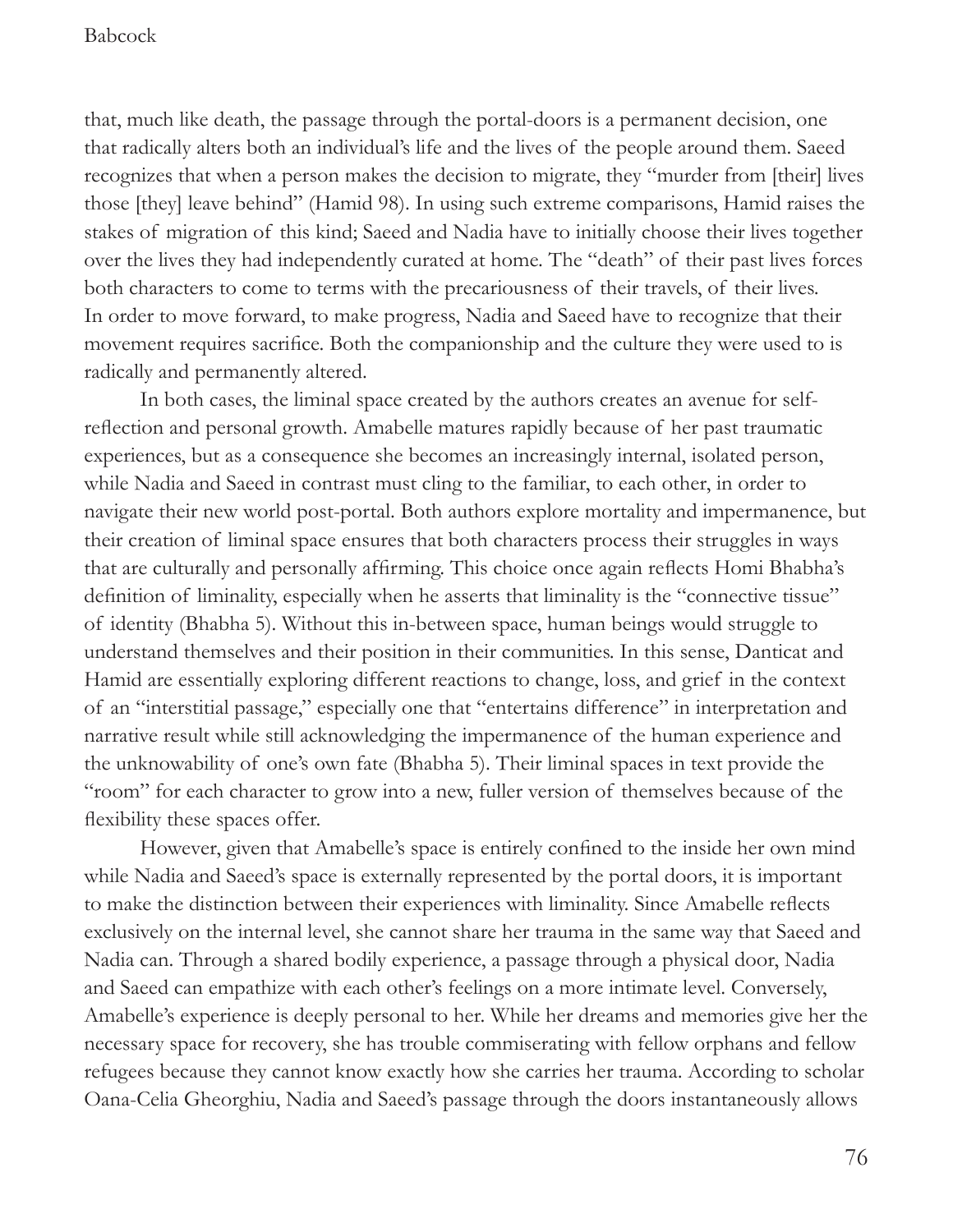that, much like death, the passage through the portal-doors is a permanent decision, one that radically alters both an individual's life and the lives of the people around them. Saeed recognizes that when a person makes the decision to migrate, they "murder from [their] lives those [they] leave behind" (Hamid 98). In using such extreme comparisons, Hamid raises the stakes of migration of this kind; Saeed and Nadia have to initially choose their lives together over the lives they had independently curated at home. The "death" of their past lives forces both characters to come to terms with the precariousness of their travels, of their lives. In order to move forward, to make progress, Nadia and Saeed have to recognize that their movement requires sacrifice. Both the companionship and the culture they were used to is radically and permanently altered.

In both cases, the liminal space created by the authors creates an avenue for self-reflection and personal growth. Amabelle matures rapidly because of her past traumatic experiences, but as a consequence she becomes an increasingly internal, isolated person, while Nadia and Saeed in contrast must cling to the familiar, to each other, in order to navigate their new world post-portal. Both authors explore mortality and impermanence, but their creation of liminal space ensures that both characters process their struggles in ways that are culturally and personally affirming. This choice once again reflects Homi Bhabha's definition of liminality, especially when he asserts that liminality is the "connective tissue" of identity (Bhabha 5). Without this in-between space, human beings would struggle to understand themselves and their position in their communities. In this sense, Danticat and Hamid are essentially exploring different reactions to change, loss, and grief in the context of an "interstitial passage," especially one that "entertains difference" in interpretation and narrative result while still acknowledging the impermanence of the human experience and the unknowability of one's own fate (Bhabha 5). Their liminal spaces in text provide the "room" for each character to grow into a new, fuller version of themselves because of the flexibility these spaces offer.

However, given that Amabelle's space is entirely confined to the inside her own mind while Nadia and Saeed's space is externally represented by the portal doors, it is important to make the distinction between their experiences with liminality. Since Amabelle reflects exclusively on the internal level, she cannot share her trauma in the same way that Saeed and Nadia can. Through a shared bodily experience, a passage through a physical door, Nadia and Saeed can empathize with each other's feelings on a more intimate level. Conversely, Amabelle's experience is deeply personal to her. While her dreams and memories give her the necessary space for recovery, she has trouble commiserating with fellow orphans and fellow refugees because they cannot know exactly how she carries her trauma. According to scholar Oana-Celia Gheorghiu, Nadia and Saeed's passage through the doors instantaneously allows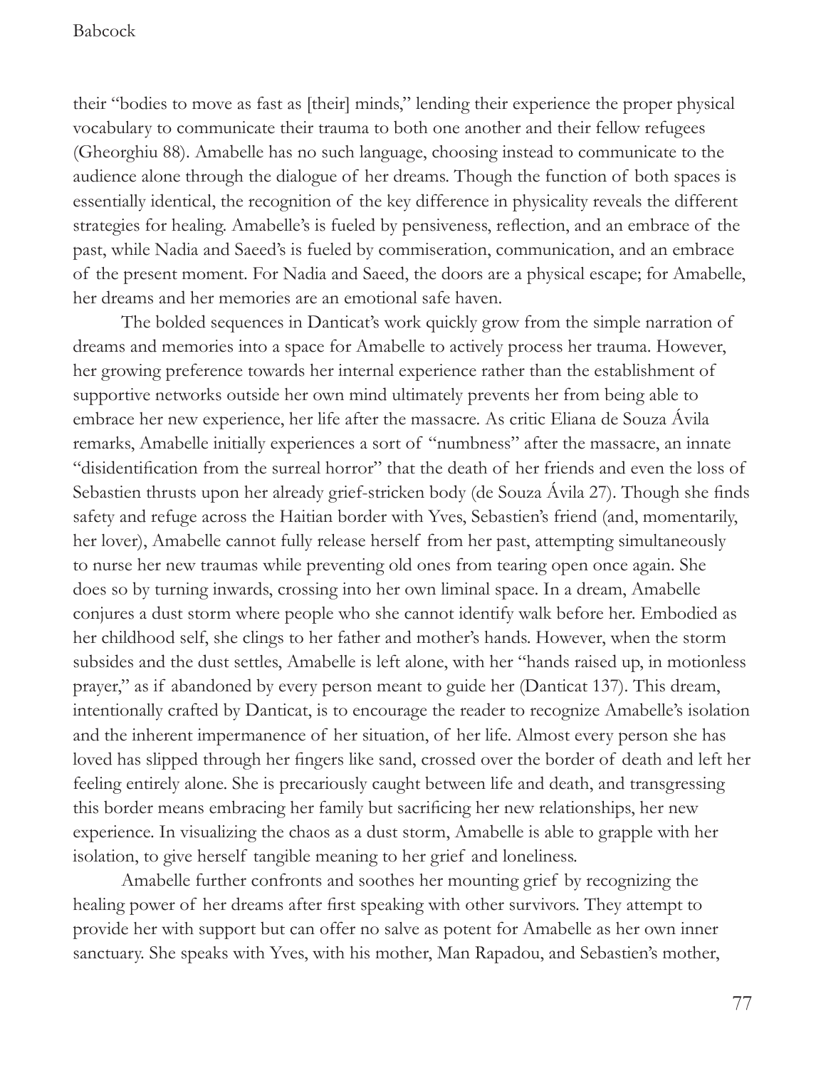their "bodies to move as fast as [their] minds," lending their experience the proper physical vocabulary to communicate their trauma to both one another and their fellow refugees (Gheorghiu 88). Amabelle has no such language, choosing instead to communicate to the audience alone through the dialogue of her dreams. Though the function of both spaces is essentially identical, the recognition of the key difference in physicality reveals the different strategies for healing. Amabelle's is fueled by pensiveness, reflection, and an embrace of the past, while Nadia and Saeed's is fueled by commiseration, communication, and an embrace of the present moment. For Nadia and Saeed, the doors are a physical escape; for Amabelle, her dreams and her memories are an emotional safe haven.

The bolded sequences in Danticat's work quickly grow from the simple narration of dreams and memories into a space for Amabelle to actively process her trauma. However, her growing preference towards her internal experience rather than the establishment of supportive networks outside her own mind ultimately prevents her from being able to embrace her new experience, her life after the massacre. As critic Eliana de Souza Ávila remarks, Amabelle initially experiences a sort of "numbness" after the massacre, an innate "disidentification from the surreal horror" that the death of her friends and even the loss of Sebastien thrusts upon her already grief-stricken body (de Souza Ávila 27). Though she finds safety and refuge across the Haitian border with Yves, Sebastien's friend (and, momentarily, her lover), Amabelle cannot fully release herself from her past, attempting simultaneously to nurse her new traumas while preventing old ones from tearing open once again. She does so by turning inwards, crossing into her own liminal space. In a dream, Amabelle conjures a dust storm where people who she cannot identify walk before her. Embodied as her childhood self, she clings to her father and mother's hands. However, when the storm subsides and the dust settles, Amabelle is left alone, with her "hands raised up, in motionless prayer," as if abandoned by every person meant to guide her (Danticat 137). This dream, intentionally crafted by Danticat, is to encourage the reader to recognize Amabelle's isolation and the inherent impermanence of her situation, of her life. Almost every person she has loved has slipped through her fingers like sand, crossed over the border of death and left her feeling entirely alone. She is precariously caught between life and death, and transgressing this border means embracing her family but sacrificing her new relationships, her new experience. In visualizing the chaos as a dust storm, Amabelle is able to grapple with her isolation, to give herself tangible meaning to her grief and loneliness.

Amabelle further confronts and soothes her mounting grief by recognizing the healing power of her dreams after first speaking with other survivors. They attempt to provide her with support but can offer no salve as potent for Amabelle as her own inner sanctuary. She speaks with Yves, with his mother, Man Rapadou, and Sebastien's mother,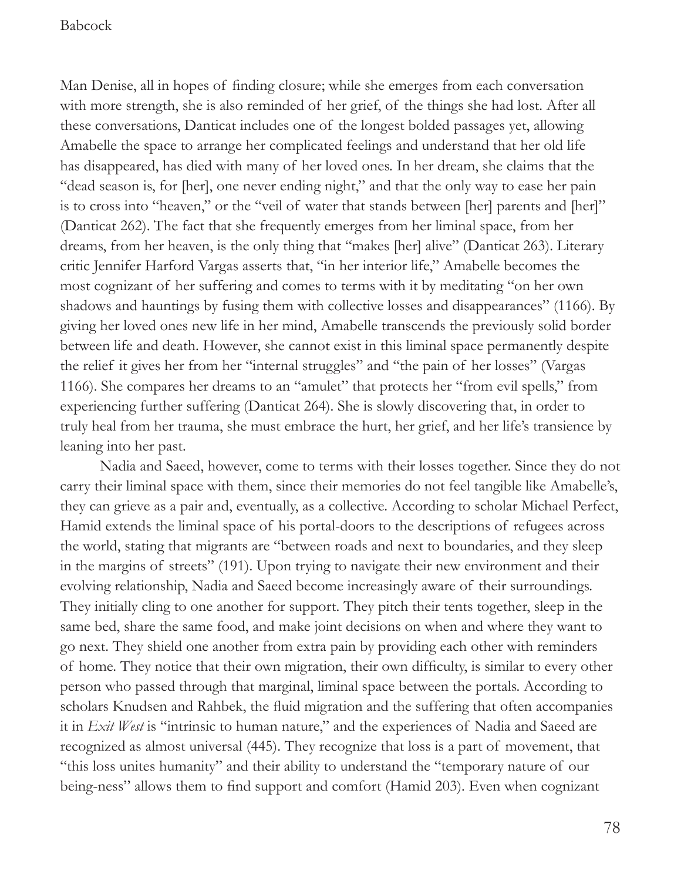Man Denise, all in hopes of finding closure; while she emerges from each conversation with more strength, she is also reminded of her grief, of the things she had lost. After all these conversations, Danticat includes one of the longest bolded passages yet, allowing Amabelle the space to arrange her complicated feelings and understand that her old life has disappeared, has died with many of her loved ones. In her dream, she claims that the "dead season is, for [her], one never ending night," and that the only way to ease her pain is to cross into "heaven," or the "veil of water that stands between [her] parents and [her]" (Danticat 262). The fact that she frequently emerges from her liminal space, from her dreams, from her heaven, is the only thing that "makes [her] alive" (Danticat 263). Literary critic Jennifer Harford Vargas asserts that, "in her interior life," Amabelle becomes the most cognizant of her suffering and comes to terms with it by meditating "on her own shadows and hauntings by fusing them with collective losses and disappearances" (1166). By giving her loved ones new life in her mind, Amabelle transcends the previously solid border between life and death. However, she cannot exist in this liminal space permanently despite the relief it gives her from her "internal struggles" and "the pain of her losses" (Vargas 1166). She compares her dreams to an "amulet" that protects her "from evil spells," from experiencing further suffering (Danticat 264). She is slowly discovering that, in order to truly heal from her trauma, she must embrace the hurt, her grief, and her life's transience by leaning into her past.

Nadia and Saeed, however, come to terms with their losses together. Since they do not carry their liminal space with them, since their memories do not feel tangible like Amabelle's, they can grieve as a pair and, eventually, as a collective. According to scholar Michael Perfect, Hamid extends the liminal space of his portal-doors to the descriptions of refugees across the world, stating that migrants are "between roads and next to boundaries, and they sleep in the margins of streets" (191). Upon trying to navigate their new environment and their evolving relationship, Nadia and Saeed become increasingly aware of their surroundings. They initially cling to one another for support. They pitch their tents together, sleep in the same bed, share the same food, and make joint decisions on when and where they want to go next. They shield one another from extra pain by providing each other with reminders of home. They notice that their own migration, their own difficulty, is similar to every other person who passed through that marginal, liminal space between the portals. According to scholars Knudsen and Rahbek, the fluid migration and the suffering that often accompanies it in *Exit West* is "intrinsic to human nature," and the experiences of Nadia and Saeed are recognized as almost universal (445). They recognize that loss is a part of movement, that "this loss unites humanity" and their ability to understand the "temporary nature of our being-ness" allows them to find support and comfort (Hamid 203). Even when cognizant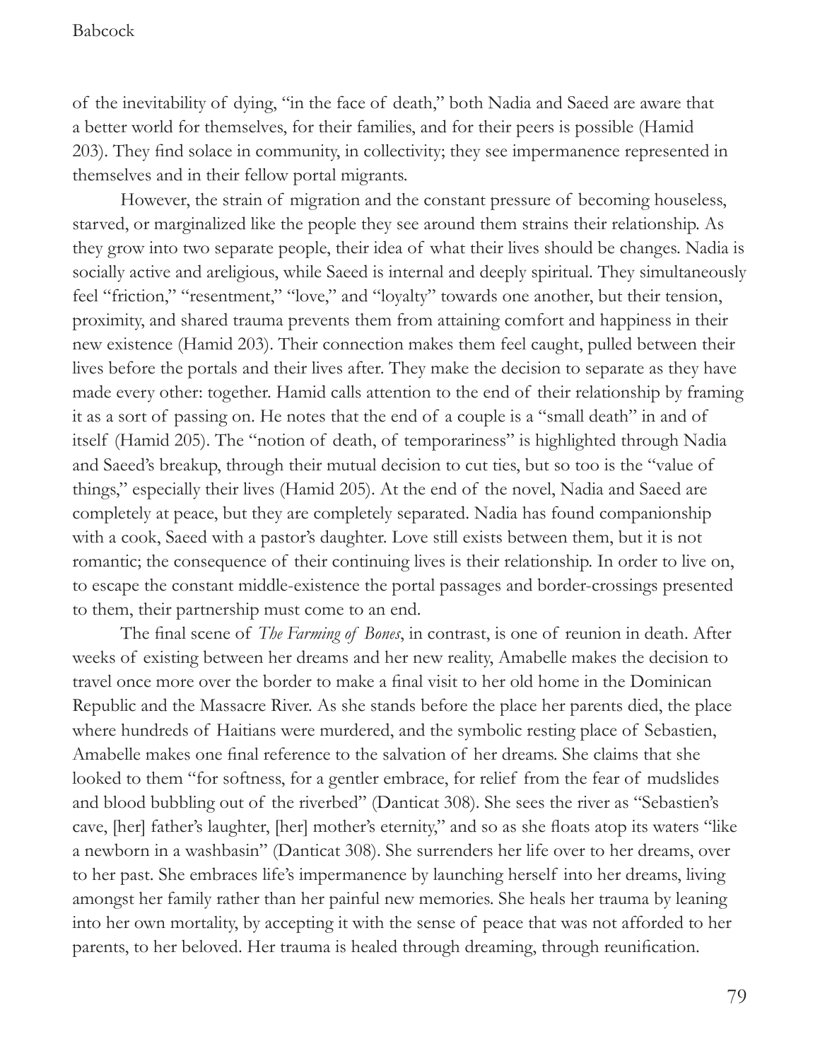of the inevitability of dying, "in the face of death," both Nadia and Saeed are aware that a better world for themselves, for their families, and for their peers is possible (Hamid 203). They find solace in community, in collectivity; they see impermanence represented in themselves and in their fellow portal migrants.

However, the strain of migration and the constant pressure of becoming houseless, starved, or marginalized like the people they see around them strains their relationship. As they grow into two separate people, their idea of what their lives should be changes. Nadia is socially active and areligious, while Saeed is internal and deeply spiritual. They simultaneously feel "friction," "resentment," "love," and "loyalty" towards one another, but their tension, proximity, and shared trauma prevents them from attaining comfort and happiness in their new existence (Hamid 203). Their connection makes them feel caught, pulled between their lives before the portals and their lives after. They make the decision to separate as they have made every other: together. Hamid calls attention to the end of their relationship by framing it as a sort of passing on. He notes that the end of a couple is a "small death" in and of itself (Hamid 205). The "notion of death, of temporariness" is highlighted through Nadia and Saeed's breakup, through their mutual decision to cut ties, but so too is the "value of things," especially their lives (Hamid 205). At the end of the novel, Nadia and Saeed are completely at peace, but they are completely separated. Nadia has found companionship with a cook, Saeed with a pastor's daughter. Love still exists between them, but it is not romantic; the consequence of their continuing lives is their relationship. In order to live on, to escape the constant middle-existence the portal passages and border-crossings presented to them, their partnership must come to an end.

The final scene of *The Farming of Bones*, in contrast, is one of reunion in death. After weeks of existing between her dreams and her new reality, Amabelle makes the decision to travel once more over the border to make a final visit to her old home in the Dominican Republic and the Massacre River. As she stands before the place her parents died, the place where hundreds of Haitians were murdered, and the symbolic resting place of Sebastien, Amabelle makes one final reference to the salvation of her dreams. She claims that she looked to them "for softness, for a gentler embrace, for relief from the fear of mudslides and blood bubbling out of the riverbed" (Danticat 308). She sees the river as "Sebastien's cave, [her] father's laughter, [her] mother's eternity," and so as she floats atop its waters "like a newborn in a washbasin" (Danticat 308). She surrenders her life over to her dreams, over to her past. She embraces life's impermanence by launching herself into her dreams, living amongst her family rather than her painful new memories. She heals her trauma by leaning into her own mortality, by accepting it with the sense of peace that was not afforded to her parents, to her beloved. Her trauma is healed through dreaming, through reunification.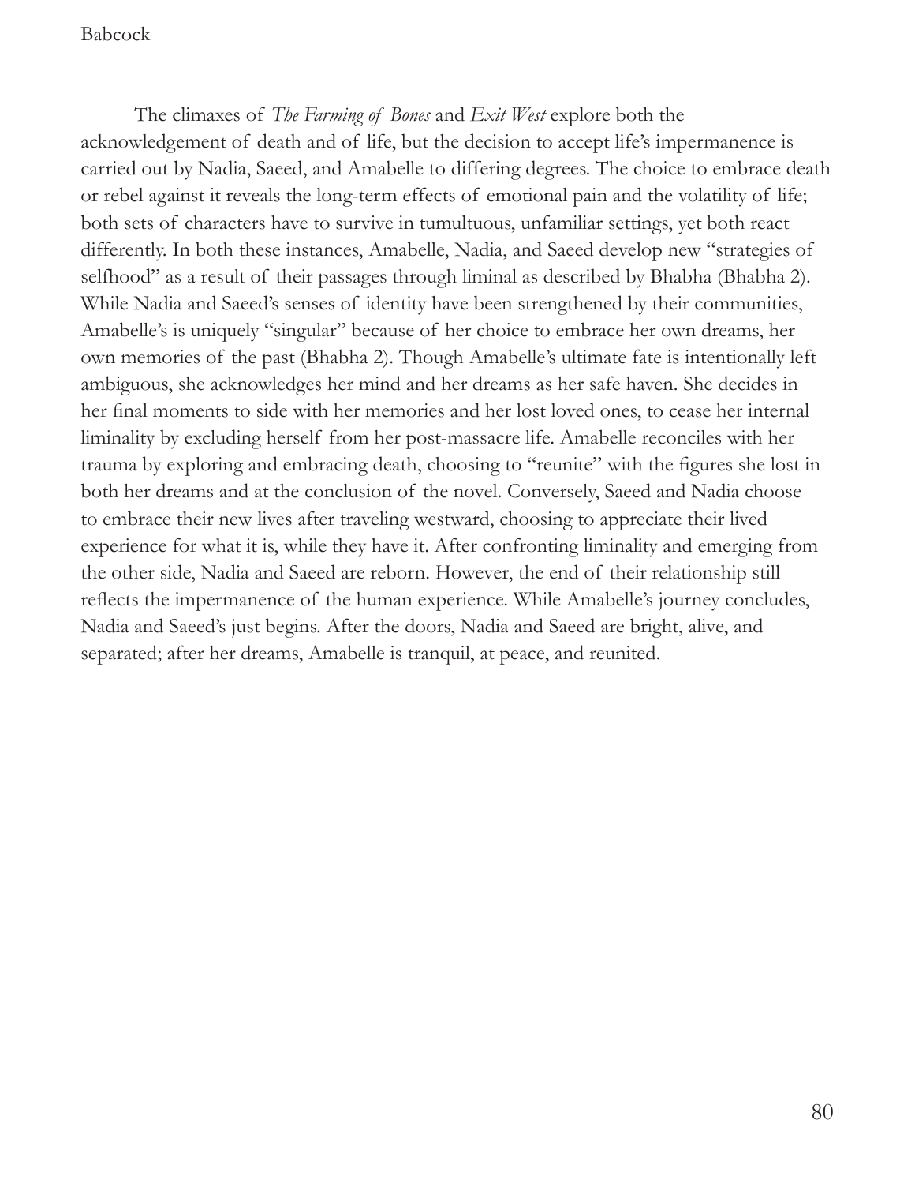The climaxes of *The Farming of Bones* and *Exit West* explore both the acknowledgement of death and of life, but the decision to accept life's impermanence is carried out by Nadia, Saeed, and Amabelle to differing degrees. The choice to embrace death or rebel against it reveals the long-term effects of emotional pain and the volatility of life; both sets of characters have to survive in tumultuous, unfamiliar settings, yet both react differently. In both these instances, Amabelle, Nadia, and Saeed develop new "strategies of selfhood" as a result of their passages through liminal as described by Bhabha (Bhabha 2). While Nadia and Saeed's senses of identity have been strengthened by their communities, Amabelle's is uniquely "singular" because of her choice to embrace her own dreams, her own memories of the past (Bhabha 2). Though Amabelle's ultimate fate is intentionally left ambiguous, she acknowledges her mind and her dreams as her safe haven. She decides in her final moments to side with her memories and her lost loved ones, to cease her internal liminality by excluding herself from her post-massacre life. Amabelle reconciles with her trauma by exploring and embracing death, choosing to "reunite" with the figures she lost in both her dreams and at the conclusion of the novel. Conversely, Saeed and Nadia choose to embrace their new lives after traveling westward, choosing to appreciate their lived experience for what it is, while they have it. After confronting liminality and emerging from the other side, Nadia and Saeed are reborn. However, the end of their relationship still reflects the impermanence of the human experience. While Amabelle's journey concludes, Nadia and Saeed's just begins. After the doors, Nadia and Saeed are bright, alive, and separated; after her dreams, Amabelle is tranquil, at peace, and reunited.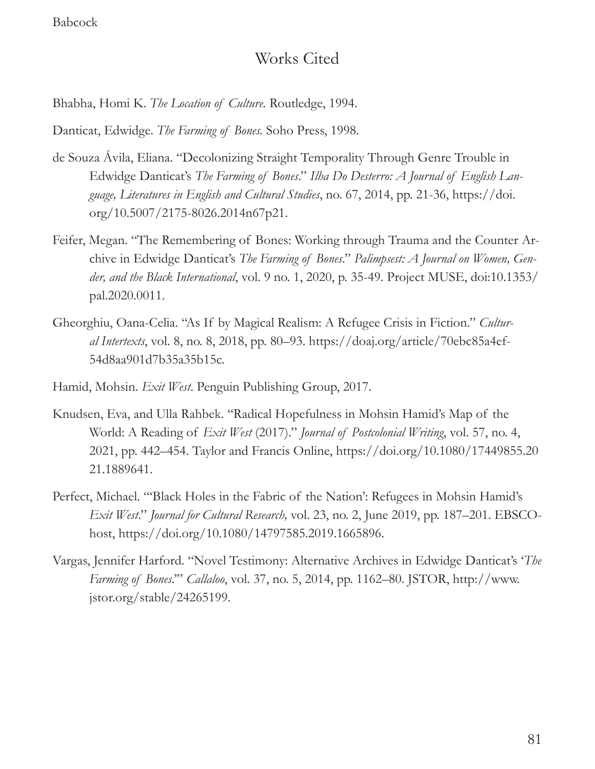## Works Cited

Bhabha, Homi K. *The Location of Culture.* Routledge, 1994.

Danticat, Edwidge. *The Farming of Bones.* Soho Press, 1998.

de Souza Ávila, Eliana. "Decolonizing Straight Temporality Through Genre Trouble in Edwidge Danticat's *The Farming of Bones*." *Ilha Do Desterro: A Journal of English Language, Literatures in English and Cultural Studies*, no. 67, 2014, pp. 21-36, https://doi.org/10.5007/2175-8026.2014n67p21.

Feifer, Megan. "The Remembering of Bones: Working through Trauma and the Counter Archive in Edwidge Danticat's *The Farming of Bones*." *Palimpsest: A Journal on Women, Gender, and the Black International*, vol. 9 no. 1, 2020, p. 35-49. Project MUSE, doi:10.1353/pal.2020.0011.

Gheorghiu, Oana-Celia. "As If by Magical Realism: A Refugee Crisis in Fiction." *Cultural Intertexts*, vol. 8, no. 8, 2018, pp. 80–93. https://doaj.org/article/70ebc85a4ef54d8aa901d7b35a35b15c.

Hamid, Mohsin. *Exit West*. Penguin Publishing Group, 2017.

Knudsen, Eva, and Ulla Rahbek. "Radical Hopefulness in Mohsin Hamid's Map of the World: A Reading of *Exit West* (2017)." *Journal of Postcolonial Writing*, vol. 57, no. 4, 2021, pp. 442–454. Taylor and Francis Online, https://doi.org/10.1080/17449855.2021.1889641.

Perfect, Michael. "'Black Holes in the Fabric of the Nation': Refugees in Mohsin Hamid's *Exit West*." *Journal for Cultural Research,* vol. 23, no. 2, June 2019, pp. 187–201. EBSCOhost, https://doi.org/10.1080/14797585.2019.1665896.

Vargas, Jennifer Harford. "Novel Testimony: Alternative Archives in Edwidge Danticat's '*The Farming of Bones*.'" *Callaloo*, vol. 37, no. 5, 2014, pp. 1162–80. JSTOR, http://www.jstor.org/stable/24265199.